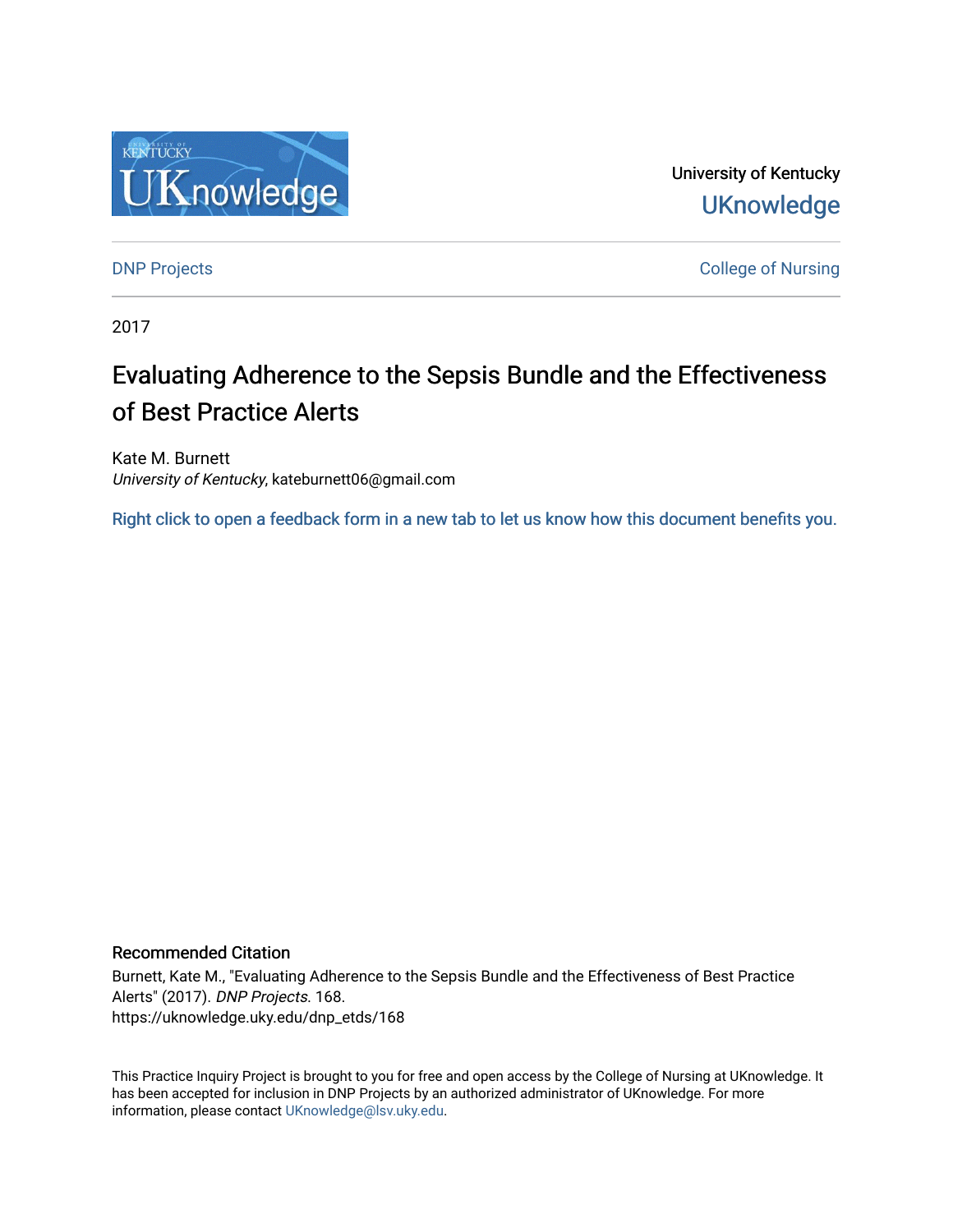University of Kentucky

UKnowledge

DNP Projects

College of Nursing

2017

# Evaluating Adherence to the Sepsis Bundle and the Effectiveness of Best Practice Alerts

Kate M. Burnett
*University of Kentucky*, kateburnett06@gmail.com

Right click to open a feedback form in a new tab to let us know how this document benefits you.

## Recommended Citation

Burnett, Kate M., "Evaluating Adherence to the Sepsis Bundle and the Effectiveness of Best Practice Alerts" (2017). *DNP Projects*. 168.
https://uknowledge.uky.edu/dnp_etds/168

This Practice Inquiry Project is brought to you for free and open access by the College of Nursing at UKnowledge. It has been accepted for inclusion in DNP Projects by an authorized administrator of UKnowledge. For more information, please contact UKnowledge@lsv.uky.edu.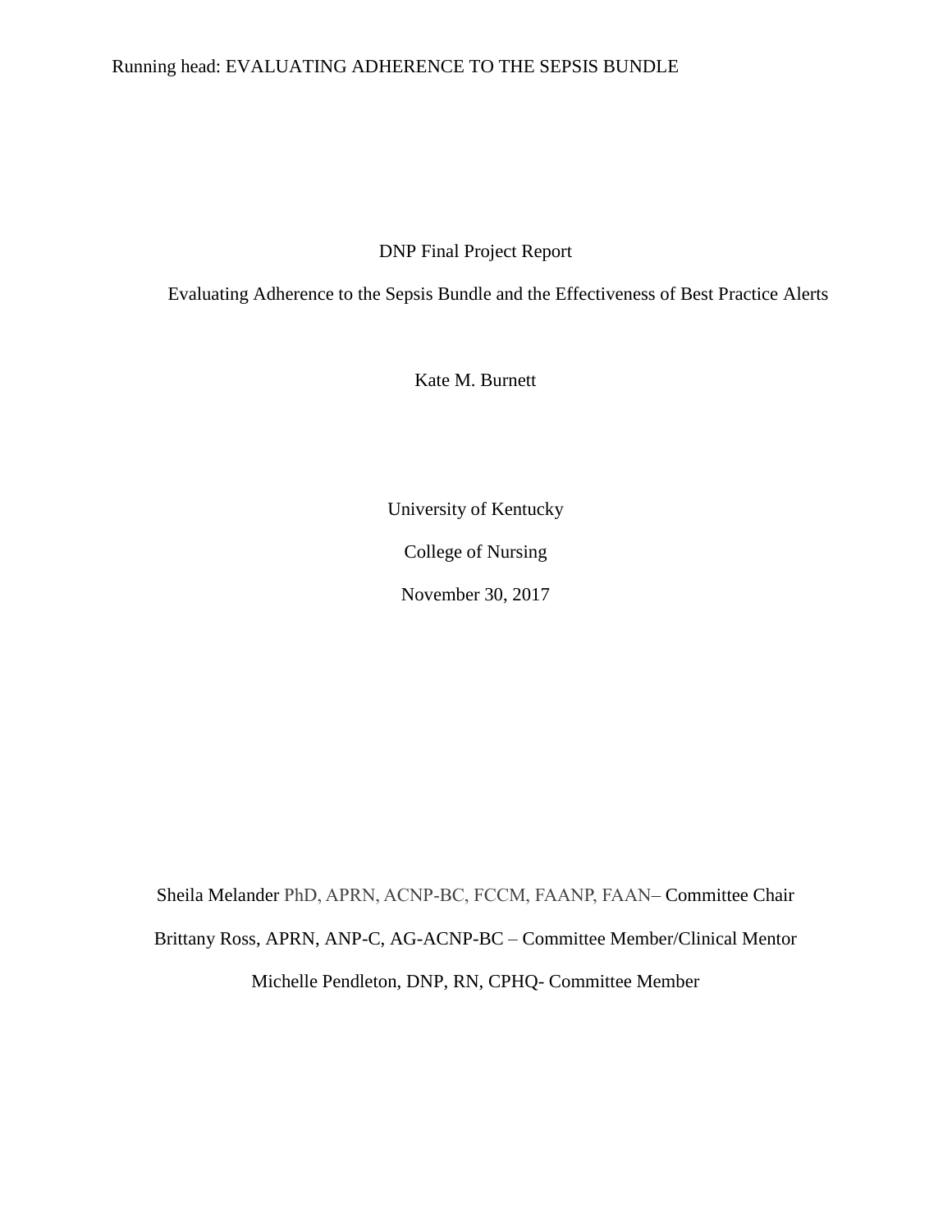DNP Final Project Report

Evaluating Adherence to the Sepsis Bundle and the Effectiveness of Best Practice Alerts

Kate M. Burnett

University of Kentucky

College of Nursing

November 30, 2017

Sheila Melander PhD, APRN, ACNP-BC, FCCM, FAANP, FAAN– Committee Chair

Brittany Ross, APRN, ANP-C, AG-ACNP-BC – Committee Member/Clinical Mentor

Michelle Pendleton, DNP, RN, CPHQ- Committee Member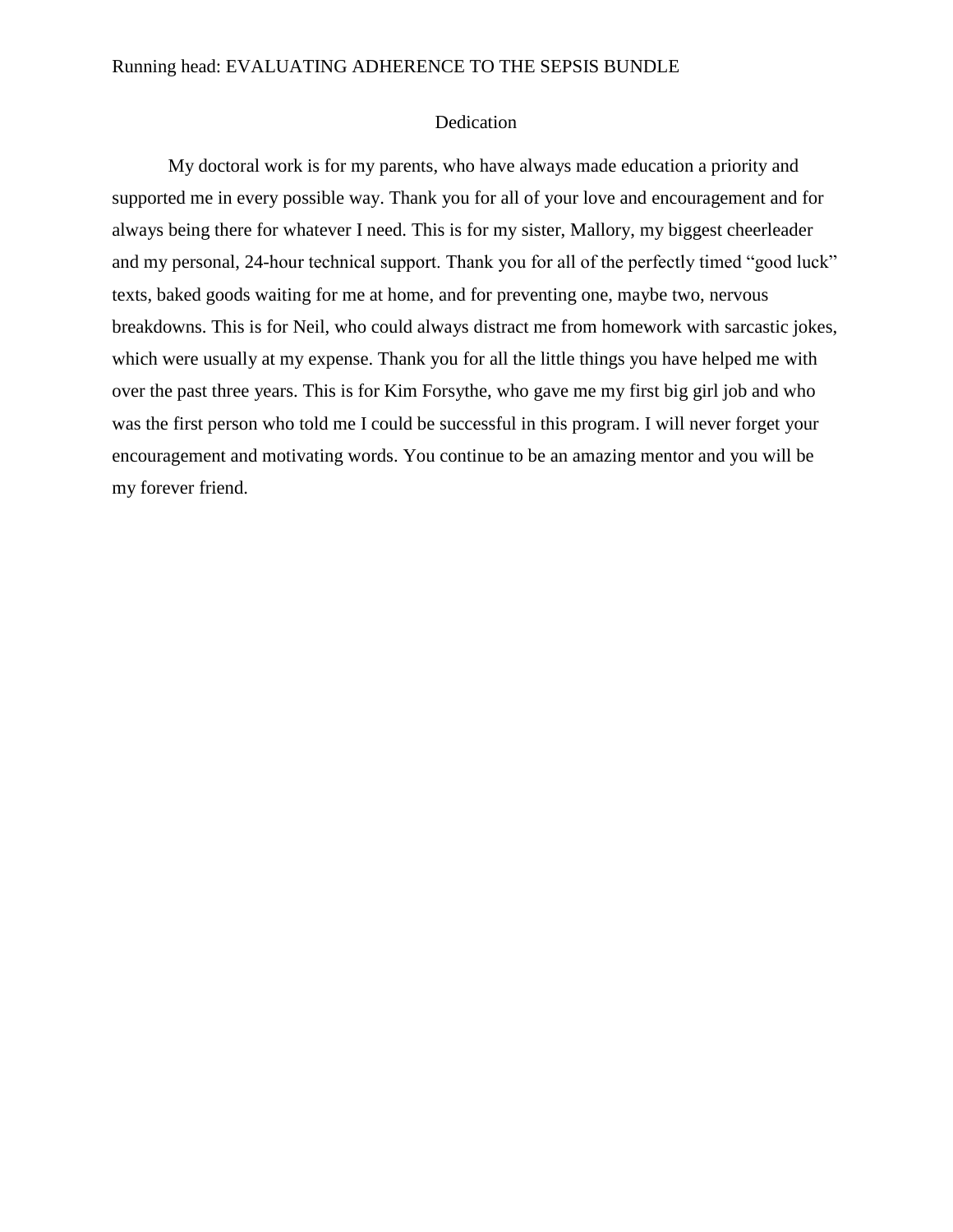# Dedication

My doctoral work is for my parents, who have always made education a priority and supported me in every possible way. Thank you for all of your love and encouragement and for always being there for whatever I need. This is for my sister, Mallory, my biggest cheerleader and my personal, 24-hour technical support. Thank you for all of the perfectly timed "good luck" texts, baked goods waiting for me at home, and for preventing one, maybe two, nervous breakdowns. This is for Neil, who could always distract me from homework with sarcastic jokes, which were usually at my expense. Thank you for all the little things you have helped me with over the past three years. This is for Kim Forsythe, who gave me my first big girl job and who was the first person who told me I could be successful in this program. I will never forget your encouragement and motivating words. You continue to be an amazing mentor and you will be my forever friend.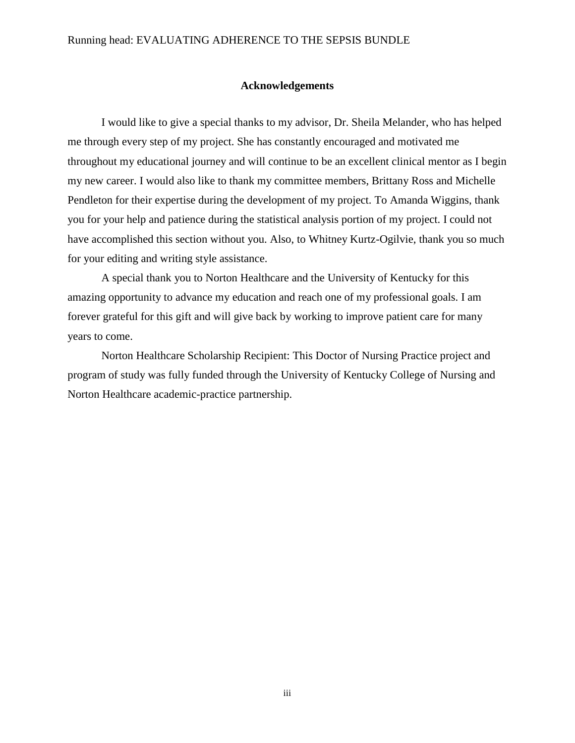# Acknowledgements

I would like to give a special thanks to my advisor, Dr. Sheila Melander, who has helped me through every step of my project. She has constantly encouraged and motivated me throughout my educational journey and will continue to be an excellent clinical mentor as I begin my new career. I would also like to thank my committee members, Brittany Ross and Michelle Pendleton for their expertise during the development of my project. To Amanda Wiggins, thank you for your help and patience during the statistical analysis portion of my project. I could not have accomplished this section without you. Also, to Whitney Kurtz-Ogilvie, thank you so much for your editing and writing style assistance.

A special thank you to Norton Healthcare and the University of Kentucky for this amazing opportunity to advance my education and reach one of my professional goals. I am forever grateful for this gift and will give back by working to improve patient care for many years to come.

Norton Healthcare Scholarship Recipient: This Doctor of Nursing Practice project and program of study was fully funded through the University of Kentucky College of Nursing and Norton Healthcare academic-practice partnership.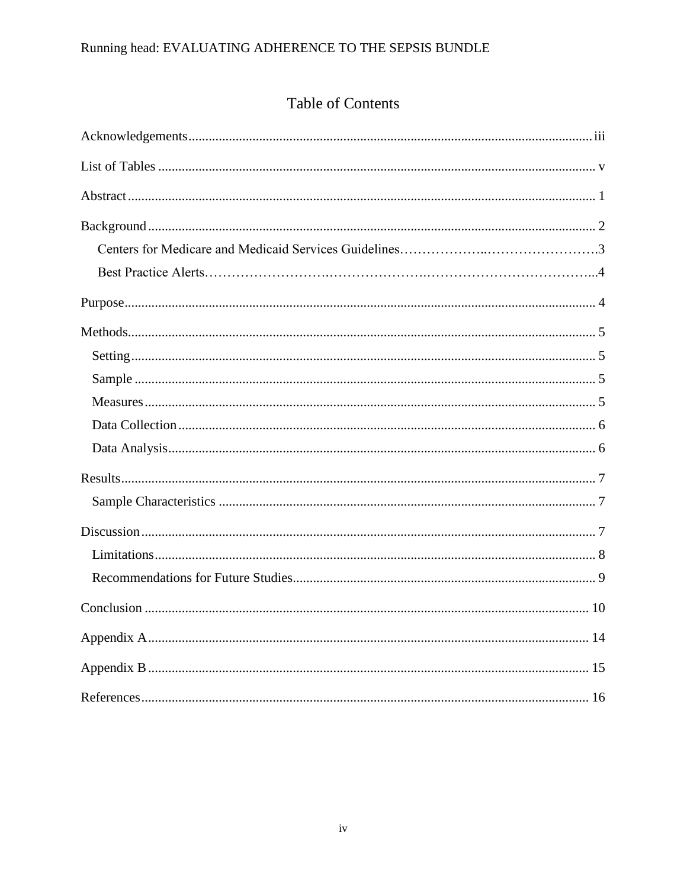# Table of Contents

Acknowledgements .......... iii

List of Tables .......... v

Abstract .......... 1

Background .......... 2

- Centers for Medicare and Medicaid Services Guidelines .......... 3
- Best Practice Alerts .......... 4

Purpose .......... 4

Methods .......... 5

- Setting .......... 5
- Sample .......... 5
- Measures .......... 5
- Data Collection .......... 6
- Data Analysis .......... 6

Results .......... 7

- Sample Characteristics .......... 7

Discussion .......... 7

- Limitations .......... 8
- Recommendations for Future Studies .......... 9

Conclusion .......... 10

Appendix A .......... 14

Appendix B .......... 15

References .......... 16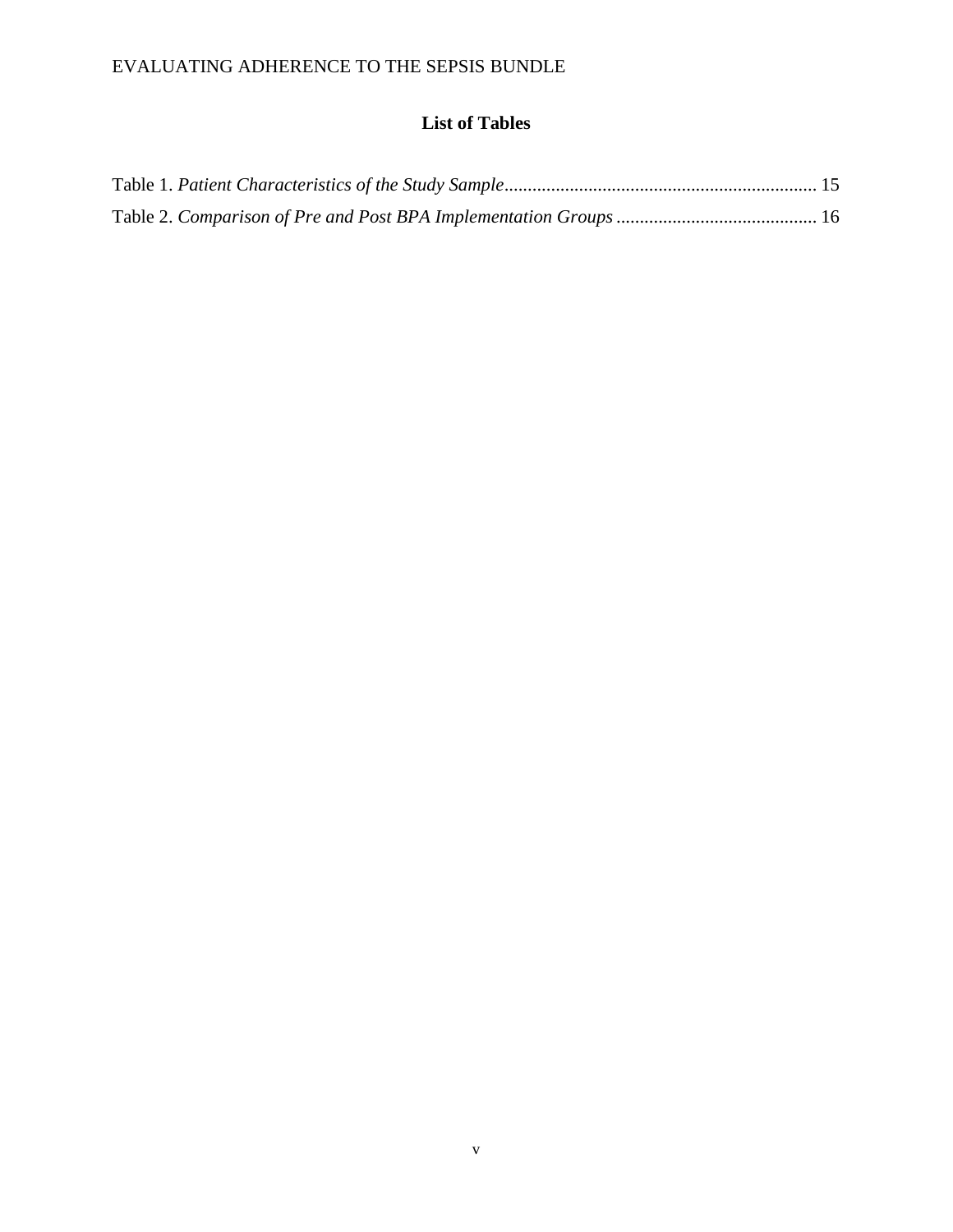## List of Tables

Table 1. *Patient Characteristics of the Study Sample* .................................................................. 15

Table 2. *Comparison of Pre and Post BPA Implementation Groups* ........................................... 16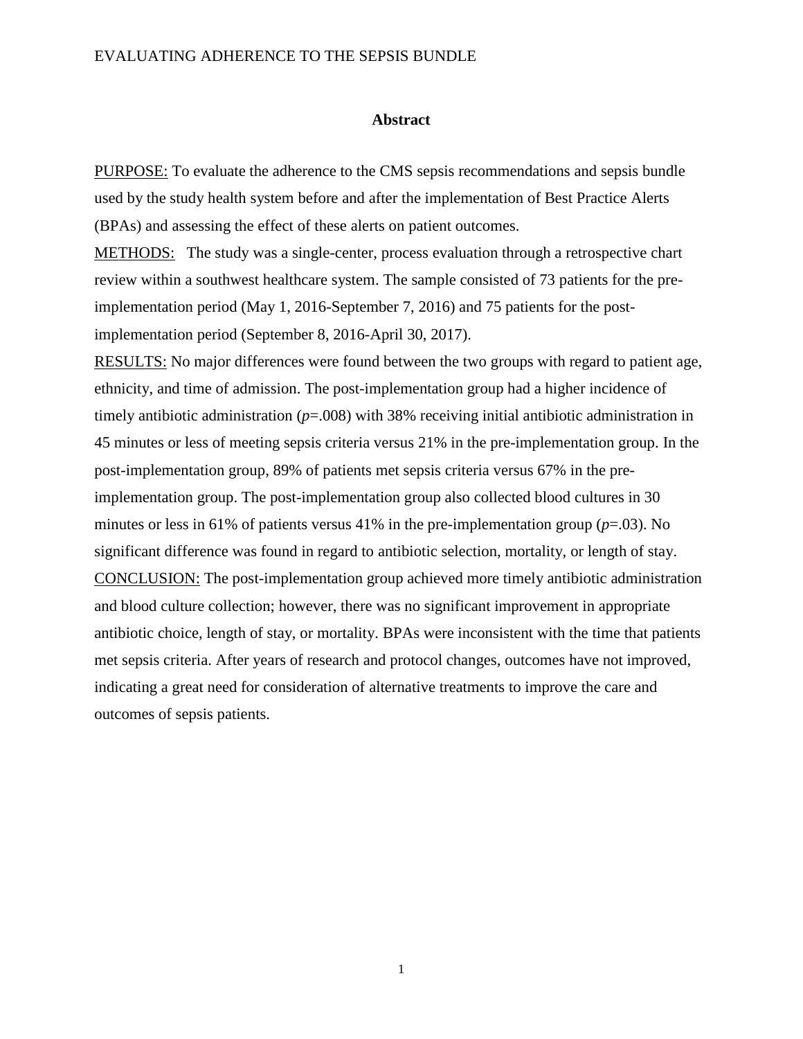## Abstract

PURPOSE: To evaluate the adherence to the CMS sepsis recommendations and sepsis bundle used by the study health system before and after the implementation of Best Practice Alerts (BPAs) and assessing the effect of these alerts on patient outcomes.

METHODS: The study was a single-center, process evaluation through a retrospective chart review within a southwest healthcare system. The sample consisted of 73 patients for the pre-implementation period (May 1, 2016-September 7, 2016) and 75 patients for the post-implementation period (September 8, 2016-April 30, 2017).

RESULTS: No major differences were found between the two groups with regard to patient age, ethnicity, and time of admission. The post-implementation group had a higher incidence of timely antibiotic administration ($p$=.008) with 38% receiving initial antibiotic administration in 45 minutes or less of meeting sepsis criteria versus 21% in the pre-implementation group. In the post-implementation group, 89% of patients met sepsis criteria versus 67% in the pre-implementation group. The post-implementation group also collected blood cultures in 30 minutes or less in 61% of patients versus 41% in the pre-implementation group ($p$=.03). No significant difference was found in regard to antibiotic selection, mortality, or length of stay.

CONCLUSION: The post-implementation group achieved more timely antibiotic administration and blood culture collection; however, there was no significant improvement in appropriate antibiotic choice, length of stay, or mortality. BPAs were inconsistent with the time that patients met sepsis criteria. After years of research and protocol changes, outcomes have not improved, indicating a great need for consideration of alternative treatments to improve the care and outcomes of sepsis patients.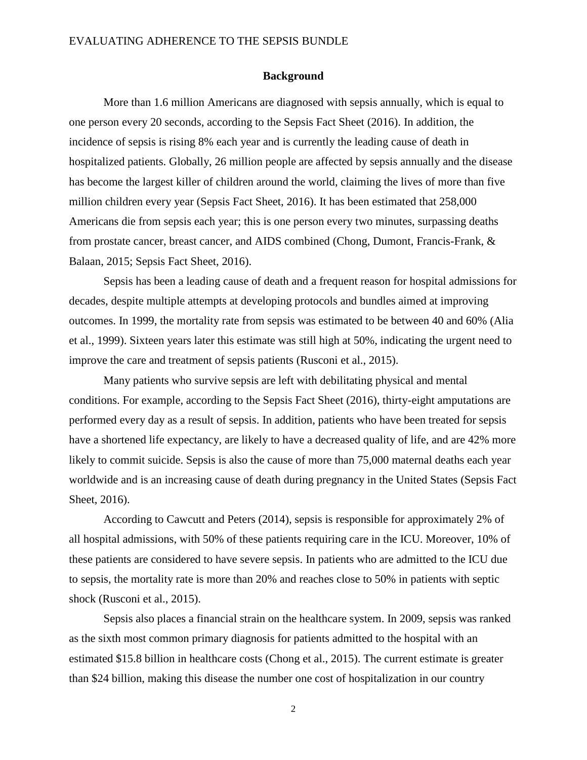## Background

More than 1.6 million Americans are diagnosed with sepsis annually, which is equal to one person every 20 seconds, according to the Sepsis Fact Sheet (2016). In addition, the incidence of sepsis is rising 8% each year and is currently the leading cause of death in hospitalized patients. Globally, 26 million people are affected by sepsis annually and the disease has become the largest killer of children around the world, claiming the lives of more than five million children every year (Sepsis Fact Sheet, 2016). It has been estimated that 258,000 Americans die from sepsis each year; this is one person every two minutes, surpassing deaths from prostate cancer, breast cancer, and AIDS combined (Chong, Dumont, Francis-Frank, & Balaan, 2015; Sepsis Fact Sheet, 2016).

Sepsis has been a leading cause of death and a frequent reason for hospital admissions for decades, despite multiple attempts at developing protocols and bundles aimed at improving outcomes. In 1999, the mortality rate from sepsis was estimated to be between 40 and 60% (Alia et al., 1999). Sixteen years later this estimate was still high at 50%, indicating the urgent need to improve the care and treatment of sepsis patients (Rusconi et al., 2015).

Many patients who survive sepsis are left with debilitating physical and mental conditions. For example, according to the Sepsis Fact Sheet (2016), thirty-eight amputations are performed every day as a result of sepsis. In addition, patients who have been treated for sepsis have a shortened life expectancy, are likely to have a decreased quality of life, and are 42% more likely to commit suicide. Sepsis is also the cause of more than 75,000 maternal deaths each year worldwide and is an increasing cause of death during pregnancy in the United States (Sepsis Fact Sheet, 2016).

According to Cawcutt and Peters (2014), sepsis is responsible for approximately 2% of all hospital admissions, with 50% of these patients requiring care in the ICU. Moreover, 10% of these patients are considered to have severe sepsis. In patients who are admitted to the ICU due to sepsis, the mortality rate is more than 20% and reaches close to 50% in patients with septic shock (Rusconi et al., 2015).

Sepsis also places a financial strain on the healthcare system. In 2009, sepsis was ranked as the sixth most common primary diagnosis for patients admitted to the hospital with an estimated $15.8 billion in healthcare costs (Chong et al., 2015). The current estimate is greater than $24 billion, making this disease the number one cost of hospitalization in our country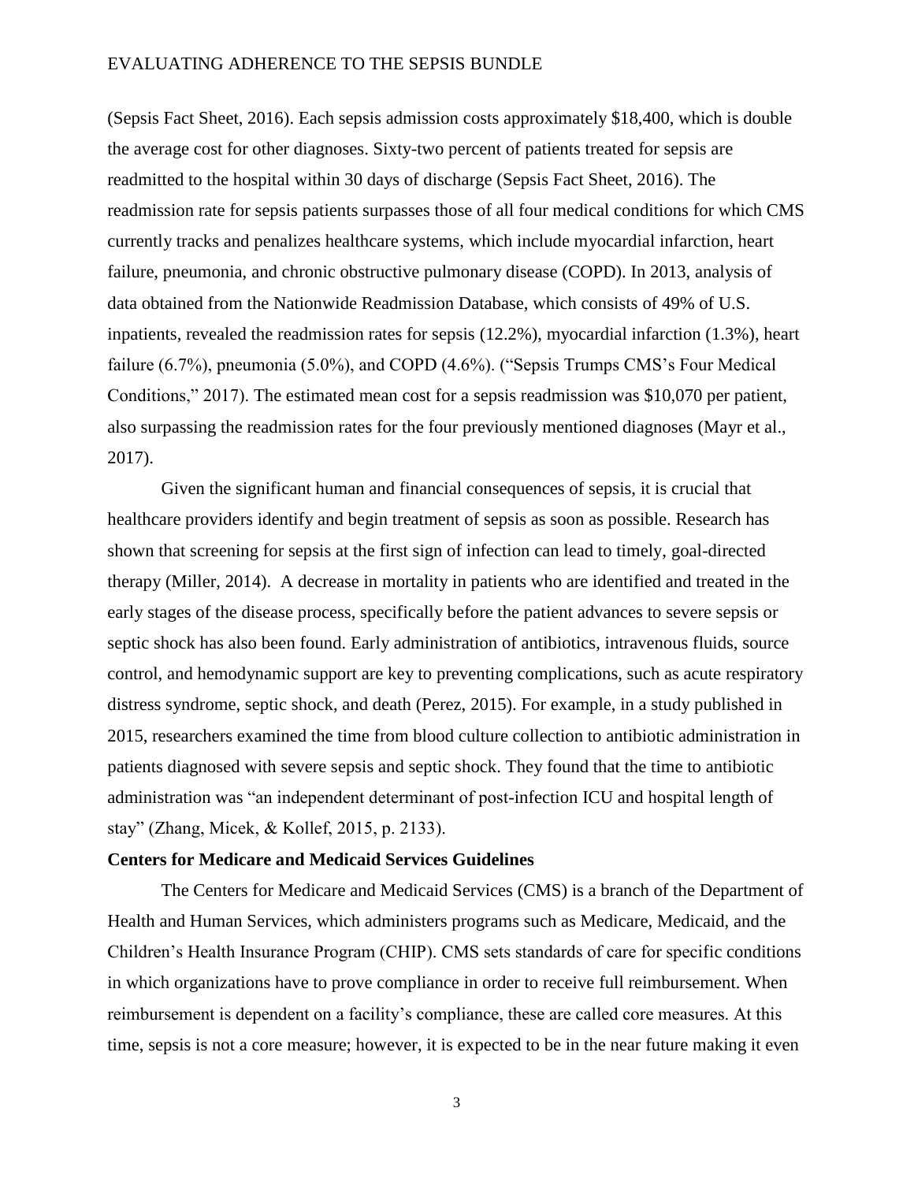(Sepsis Fact Sheet, 2016). Each sepsis admission costs approximately $18,400, which is double the average cost for other diagnoses. Sixty-two percent of patients treated for sepsis are readmitted to the hospital within 30 days of discharge (Sepsis Fact Sheet, 2016). The readmission rate for sepsis patients surpasses those of all four medical conditions for which CMS currently tracks and penalizes healthcare systems, which include myocardial infarction, heart failure, pneumonia, and chronic obstructive pulmonary disease (COPD). In 2013, analysis of data obtained from the Nationwide Readmission Database, which consists of 49% of U.S. inpatients, revealed the readmission rates for sepsis (12.2%), myocardial infarction (1.3%), heart failure (6.7%), pneumonia (5.0%), and COPD (4.6%). ("Sepsis Trumps CMS's Four Medical Conditions," 2017). The estimated mean cost for a sepsis readmission was $10,070 per patient, also surpassing the readmission rates for the four previously mentioned diagnoses (Mayr et al., 2017).

Given the significant human and financial consequences of sepsis, it is crucial that healthcare providers identify and begin treatment of sepsis as soon as possible. Research has shown that screening for sepsis at the first sign of infection can lead to timely, goal-directed therapy (Miller, 2014). A decrease in mortality in patients who are identified and treated in the early stages of the disease process, specifically before the patient advances to severe sepsis or septic shock has also been found. Early administration of antibiotics, intravenous fluids, source control, and hemodynamic support are key to preventing complications, such as acute respiratory distress syndrome, septic shock, and death (Perez, 2015). For example, in a study published in 2015, researchers examined the time from blood culture collection to antibiotic administration in patients diagnosed with severe sepsis and septic shock. They found that the time to antibiotic administration was "an independent determinant of post-infection ICU and hospital length of stay" (Zhang, Micek, & Kollef, 2015, p. 2133).

**Centers for Medicare and Medicaid Services Guidelines**

The Centers for Medicare and Medicaid Services (CMS) is a branch of the Department of Health and Human Services, which administers programs such as Medicare, Medicaid, and the Children's Health Insurance Program (CHIP). CMS sets standards of care for specific conditions in which organizations have to prove compliance in order to receive full reimbursement. When reimbursement is dependent on a facility's compliance, these are called core measures. At this time, sepsis is not a core measure; however, it is expected to be in the near future making it even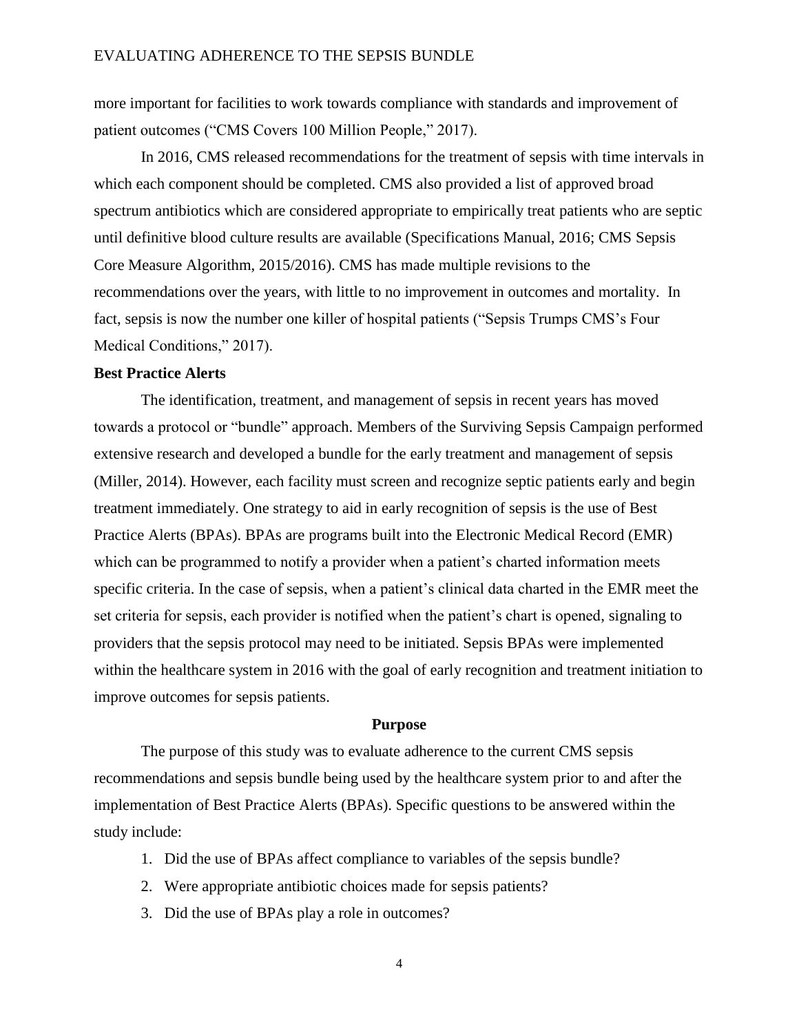more important for facilities to work towards compliance with standards and improvement of patient outcomes ("CMS Covers 100 Million People," 2017).

In 2016, CMS released recommendations for the treatment of sepsis with time intervals in which each component should be completed. CMS also provided a list of approved broad spectrum antibiotics which are considered appropriate to empirically treat patients who are septic until definitive blood culture results are available (Specifications Manual, 2016; CMS Sepsis Core Measure Algorithm, 2015/2016). CMS has made multiple revisions to the recommendations over the years, with little to no improvement in outcomes and mortality. In fact, sepsis is now the number one killer of hospital patients ("Sepsis Trumps CMS's Four Medical Conditions," 2017).

### Best Practice Alerts

The identification, treatment, and management of sepsis in recent years has moved towards a protocol or "bundle" approach. Members of the Surviving Sepsis Campaign performed extensive research and developed a bundle for the early treatment and management of sepsis (Miller, 2014). However, each facility must screen and recognize septic patients early and begin treatment immediately. One strategy to aid in early recognition of sepsis is the use of Best Practice Alerts (BPAs). BPAs are programs built into the Electronic Medical Record (EMR) which can be programmed to notify a provider when a patient's charted information meets specific criteria. In the case of sepsis, when a patient's clinical data charted in the EMR meet the set criteria for sepsis, each provider is notified when the patient's chart is opened, signaling to providers that the sepsis protocol may need to be initiated. Sepsis BPAs were implemented within the healthcare system in 2016 with the goal of early recognition and treatment initiation to improve outcomes for sepsis patients.

## Purpose

The purpose of this study was to evaluate adherence to the current CMS sepsis recommendations and sepsis bundle being used by the healthcare system prior to and after the implementation of Best Practice Alerts (BPAs). Specific questions to be answered within the study include:

1. Did the use of BPAs affect compliance to variables of the sepsis bundle?
2. Were appropriate antibiotic choices made for sepsis patients?
3. Did the use of BPAs play a role in outcomes?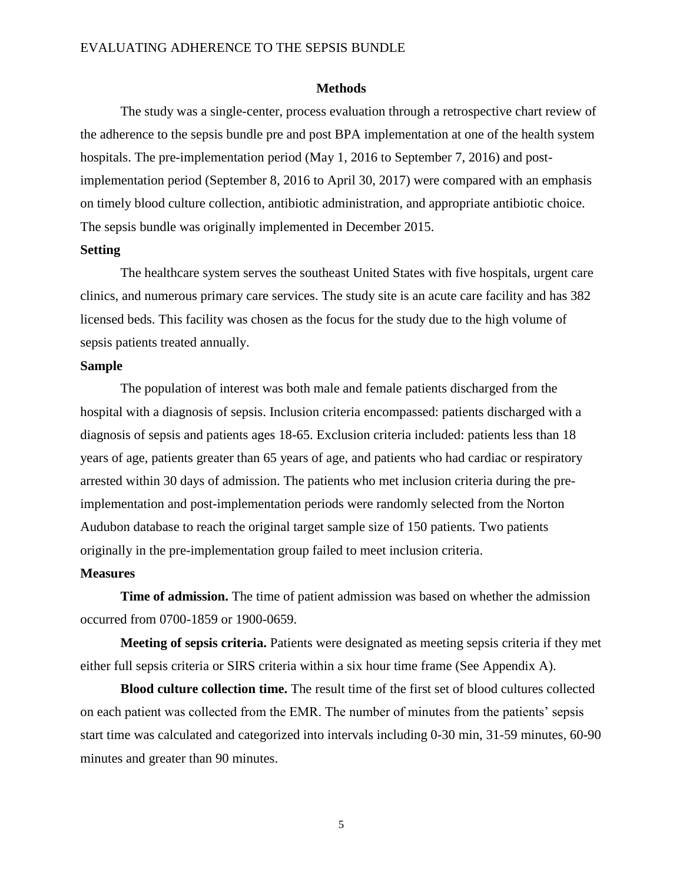## Methods

The study was a single-center, process evaluation through a retrospective chart review of the adherence to the sepsis bundle pre and post BPA implementation at one of the health system hospitals. The pre-implementation period (May 1, 2016 to September 7, 2016) and post-implementation period (September 8, 2016 to April 30, 2017) were compared with an emphasis on timely blood culture collection, antibiotic administration, and appropriate antibiotic choice. The sepsis bundle was originally implemented in December 2015.

### Setting

The healthcare system serves the southeast United States with five hospitals, urgent care clinics, and numerous primary care services. The study site is an acute care facility and has 382 licensed beds. This facility was chosen as the focus for the study due to the high volume of sepsis patients treated annually.

### Sample

The population of interest was both male and female patients discharged from the hospital with a diagnosis of sepsis. Inclusion criteria encompassed: patients discharged with a diagnosis of sepsis and patients ages 18-65. Exclusion criteria included: patients less than 18 years of age, patients greater than 65 years of age, and patients who had cardiac or respiratory arrested within 30 days of admission. The patients who met inclusion criteria during the pre-implementation and post-implementation periods were randomly selected from the Norton Audubon database to reach the original target sample size of 150 patients. Two patients originally in the pre-implementation group failed to meet inclusion criteria.

### Measures

**Time of admission.** The time of patient admission was based on whether the admission occurred from 0700-1859 or 1900-0659.

**Meeting of sepsis criteria.** Patients were designated as meeting sepsis criteria if they met either full sepsis criteria or SIRS criteria within a six hour time frame (See Appendix A).

**Blood culture collection time.** The result time of the first set of blood cultures collected on each patient was collected from the EMR. The number of minutes from the patients' sepsis start time was calculated and categorized into intervals including 0-30 min, 31-59 minutes, 60-90 minutes and greater than 90 minutes.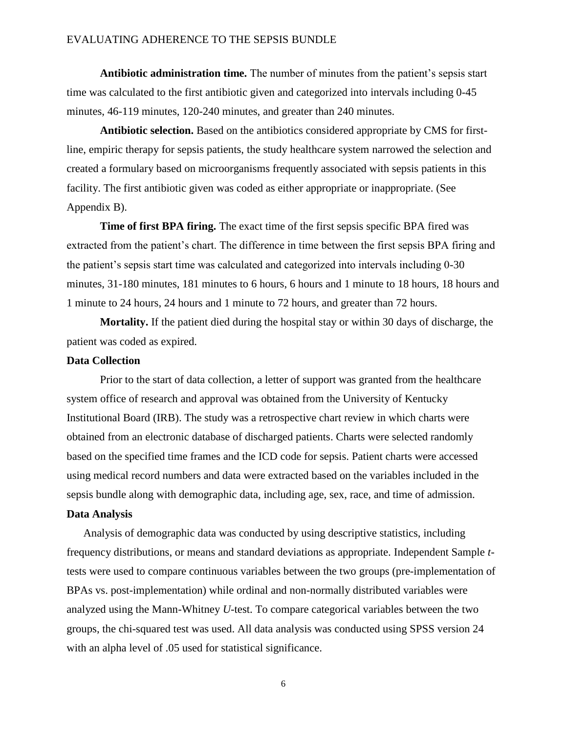**Antibiotic administration time.** The number of minutes from the patient's sepsis start time was calculated to the first antibiotic given and categorized into intervals including 0-45 minutes, 46-119 minutes, 120-240 minutes, and greater than 240 minutes.

**Antibiotic selection.** Based on the antibiotics considered appropriate by CMS for first-line, empiric therapy for sepsis patients, the study healthcare system narrowed the selection and created a formulary based on microorganisms frequently associated with sepsis patients in this facility. The first antibiotic given was coded as either appropriate or inappropriate. (See Appendix B).

**Time of first BPA firing.** The exact time of the first sepsis specific BPA fired was extracted from the patient's chart. The difference in time between the first sepsis BPA firing and the patient's sepsis start time was calculated and categorized into intervals including 0-30 minutes, 31-180 minutes, 181 minutes to 6 hours, 6 hours and 1 minute to 18 hours, 18 hours and 1 minute to 24 hours, 24 hours and 1 minute to 72 hours, and greater than 72 hours.

**Mortality.** If the patient died during the hospital stay or within 30 days of discharge, the patient was coded as expired.

### Data Collection

Prior to the start of data collection, a letter of support was granted from the healthcare system office of research and approval was obtained from the University of Kentucky Institutional Board (IRB). The study was a retrospective chart review in which charts were obtained from an electronic database of discharged patients. Charts were selected randomly based on the specified time frames and the ICD code for sepsis. Patient charts were accessed using medical record numbers and data were extracted based on the variables included in the sepsis bundle along with demographic data, including age, sex, race, and time of admission.

### Data Analysis

Analysis of demographic data was conducted by using descriptive statistics, including frequency distributions, or means and standard deviations as appropriate. Independent Sample *t*-tests were used to compare continuous variables between the two groups (pre-implementation of BPAs vs. post-implementation) while ordinal and non-normally distributed variables were analyzed using the Mann-Whitney *U*-test. To compare categorical variables between the two groups, the chi-squared test was used. All data analysis was conducted using SPSS version 24 with an alpha level of .05 used for statistical significance.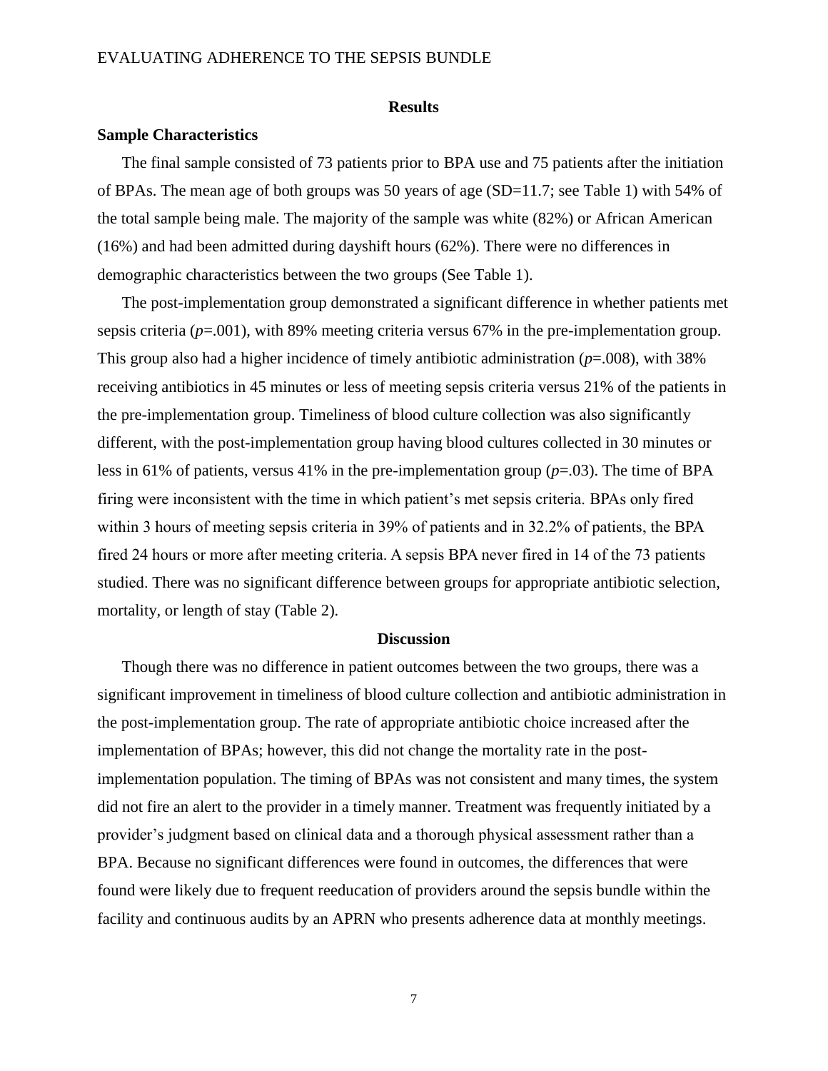## Results

### Sample Characteristics

The final sample consisted of 73 patients prior to BPA use and 75 patients after the initiation of BPAs. The mean age of both groups was 50 years of age (SD=11.7; see Table 1) with 54% of the total sample being male. The majority of the sample was white (82%) or African American (16%) and had been admitted during dayshift hours (62%). There were no differences in demographic characteristics between the two groups (See Table 1).

The post-implementation group demonstrated a significant difference in whether patients met sepsis criteria ($p$=.001), with 89% meeting criteria versus 67% in the pre-implementation group. This group also had a higher incidence of timely antibiotic administration ($p$=.008), with 38% receiving antibiotics in 45 minutes or less of meeting sepsis criteria versus 21% of the patients in the pre-implementation group. Timeliness of blood culture collection was also significantly different, with the post-implementation group having blood cultures collected in 30 minutes or less in 61% of patients, versus 41% in the pre-implementation group ($p$=.03). The time of BPA firing were inconsistent with the time in which patient's met sepsis criteria. BPAs only fired within 3 hours of meeting sepsis criteria in 39% of patients and in 32.2% of patients, the BPA fired 24 hours or more after meeting criteria. A sepsis BPA never fired in 14 of the 73 patients studied. There was no significant difference between groups for appropriate antibiotic selection, mortality, or length of stay (Table 2).

## Discussion

Though there was no difference in patient outcomes between the two groups, there was a significant improvement in timeliness of blood culture collection and antibiotic administration in the post-implementation group. The rate of appropriate antibiotic choice increased after the implementation of BPAs; however, this did not change the mortality rate in the post-implementation population. The timing of BPAs was not consistent and many times, the system did not fire an alert to the provider in a timely manner. Treatment was frequently initiated by a provider's judgment based on clinical data and a thorough physical assessment rather than a BPA. Because no significant differences were found in outcomes, the differences that were found were likely due to frequent reeducation of providers around the sepsis bundle within the facility and continuous audits by an APRN who presents adherence data at monthly meetings.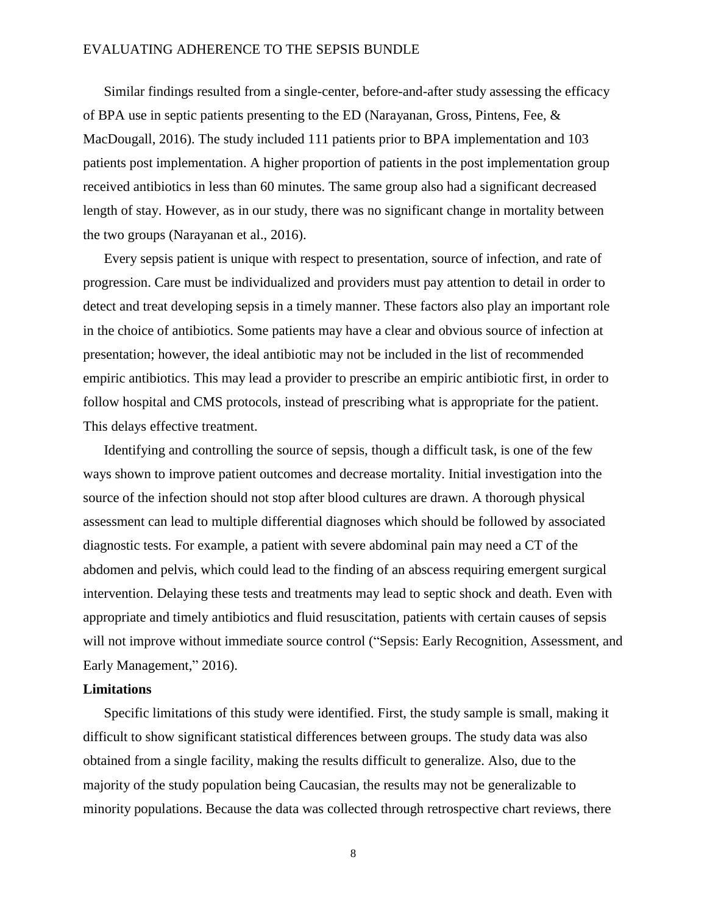Similar findings resulted from a single-center, before-and-after study assessing the efficacy of BPA use in septic patients presenting to the ED (Narayanan, Gross, Pintens, Fee, & MacDougall, 2016). The study included 111 patients prior to BPA implementation and 103 patients post implementation. A higher proportion of patients in the post implementation group received antibiotics in less than 60 minutes. The same group also had a significant decreased length of stay. However, as in our study, there was no significant change in mortality between the two groups (Narayanan et al., 2016).

Every sepsis patient is unique with respect to presentation, source of infection, and rate of progression. Care must be individualized and providers must pay attention to detail in order to detect and treat developing sepsis in a timely manner. These factors also play an important role in the choice of antibiotics. Some patients may have a clear and obvious source of infection at presentation; however, the ideal antibiotic may not be included in the list of recommended empiric antibiotics. This may lead a provider to prescribe an empiric antibiotic first, in order to follow hospital and CMS protocols, instead of prescribing what is appropriate for the patient. This delays effective treatment.

Identifying and controlling the source of sepsis, though a difficult task, is one of the few ways shown to improve patient outcomes and decrease mortality. Initial investigation into the source of the infection should not stop after blood cultures are drawn. A thorough physical assessment can lead to multiple differential diagnoses which should be followed by associated diagnostic tests. For example, a patient with severe abdominal pain may need a CT of the abdomen and pelvis, which could lead to the finding of an abscess requiring emergent surgical intervention. Delaying these tests and treatments may lead to septic shock and death. Even with appropriate and timely antibiotics and fluid resuscitation, patients with certain causes of sepsis will not improve without immediate source control ("Sepsis: Early Recognition, Assessment, and Early Management," 2016).

## Limitations

Specific limitations of this study were identified. First, the study sample is small, making it difficult to show significant statistical differences between groups. The study data was also obtained from a single facility, making the results difficult to generalize. Also, due to the majority of the study population being Caucasian, the results may not be generalizable to minority populations. Because the data was collected through retrospective chart reviews, there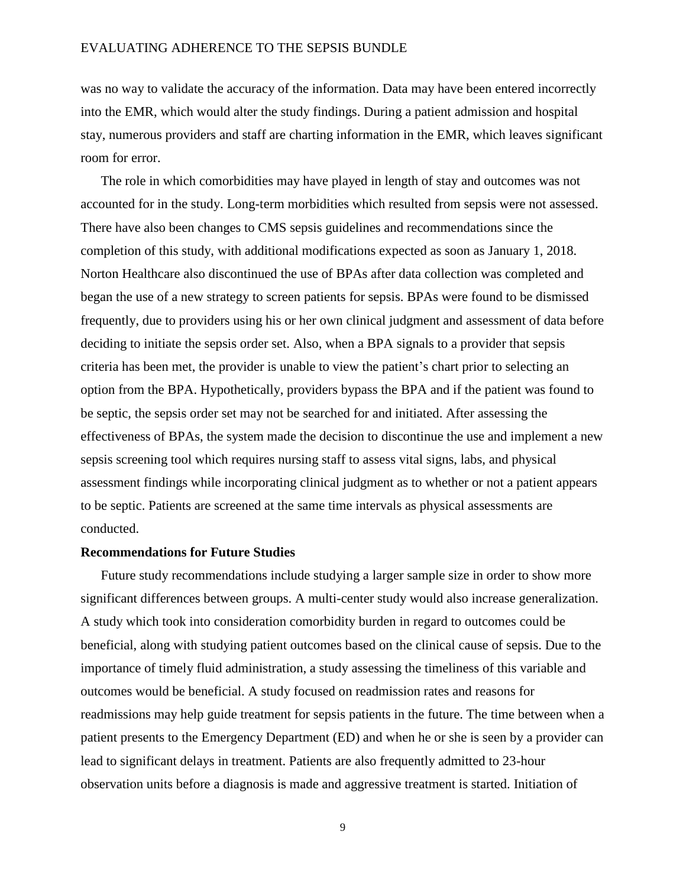was no way to validate the accuracy of the information. Data may have been entered incorrectly into the EMR, which would alter the study findings. During a patient admission and hospital stay, numerous providers and staff are charting information in the EMR, which leaves significant room for error.

The role in which comorbidities may have played in length of stay and outcomes was not accounted for in the study. Long-term morbidities which resulted from sepsis were not assessed. There have also been changes to CMS sepsis guidelines and recommendations since the completion of this study, with additional modifications expected as soon as January 1, 2018. Norton Healthcare also discontinued the use of BPAs after data collection was completed and began the use of a new strategy to screen patients for sepsis. BPAs were found to be dismissed frequently, due to providers using his or her own clinical judgment and assessment of data before deciding to initiate the sepsis order set. Also, when a BPA signals to a provider that sepsis criteria has been met, the provider is unable to view the patient's chart prior to selecting an option from the BPA. Hypothetically, providers bypass the BPA and if the patient was found to be septic, the sepsis order set may not be searched for and initiated. After assessing the effectiveness of BPAs, the system made the decision to discontinue the use and implement a new sepsis screening tool which requires nursing staff to assess vital signs, labs, and physical assessment findings while incorporating clinical judgment as to whether or not a patient appears to be septic. Patients are screened at the same time intervals as physical assessments are conducted.

## Recommendations for Future Studies

Future study recommendations include studying a larger sample size in order to show more significant differences between groups. A multi-center study would also increase generalization. A study which took into consideration comorbidity burden in regard to outcomes could be beneficial, along with studying patient outcomes based on the clinical cause of sepsis. Due to the importance of timely fluid administration, a study assessing the timeliness of this variable and outcomes would be beneficial. A study focused on readmission rates and reasons for readmissions may help guide treatment for sepsis patients in the future. The time between when a patient presents to the Emergency Department (ED) and when he or she is seen by a provider can lead to significant delays in treatment. Patients are also frequently admitted to 23-hour observation units before a diagnosis is made and aggressive treatment is started. Initiation of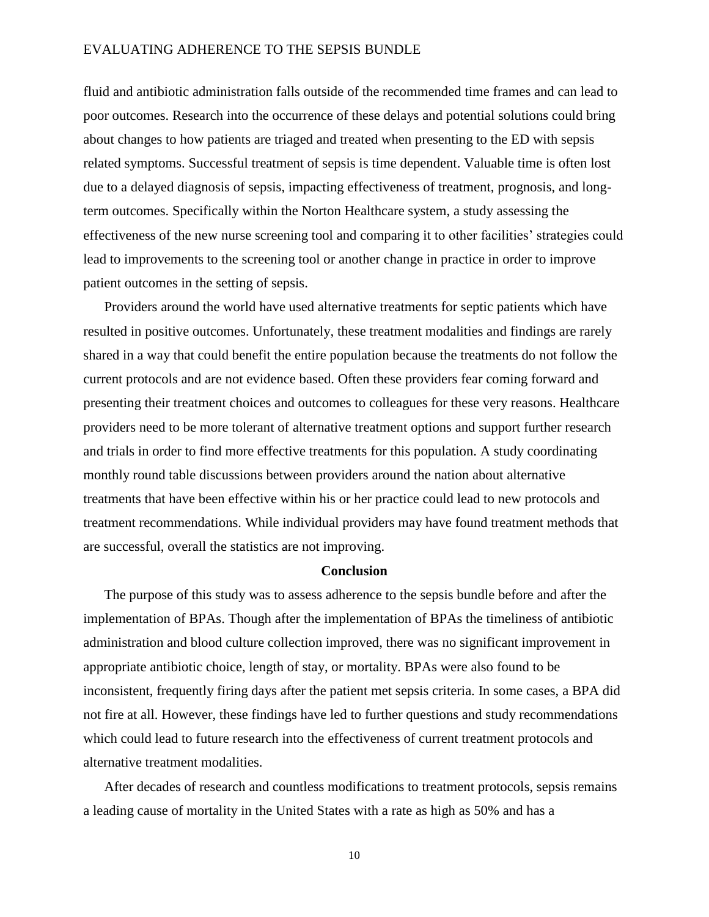fluid and antibiotic administration falls outside of the recommended time frames and can lead to poor outcomes. Research into the occurrence of these delays and potential solutions could bring about changes to how patients are triaged and treated when presenting to the ED with sepsis related symptoms. Successful treatment of sepsis is time dependent. Valuable time is often lost due to a delayed diagnosis of sepsis, impacting effectiveness of treatment, prognosis, and long-term outcomes. Specifically within the Norton Healthcare system, a study assessing the effectiveness of the new nurse screening tool and comparing it to other facilities' strategies could lead to improvements to the screening tool or another change in practice in order to improve patient outcomes in the setting of sepsis.

Providers around the world have used alternative treatments for septic patients which have resulted in positive outcomes. Unfortunately, these treatment modalities and findings are rarely shared in a way that could benefit the entire population because the treatments do not follow the current protocols and are not evidence based. Often these providers fear coming forward and presenting their treatment choices and outcomes to colleagues for these very reasons. Healthcare providers need to be more tolerant of alternative treatment options and support further research and trials in order to find more effective treatments for this population. A study coordinating monthly round table discussions between providers around the nation about alternative treatments that have been effective within his or her practice could lead to new protocols and treatment recommendations. While individual providers may have found treatment methods that are successful, overall the statistics are not improving.

## Conclusion

The purpose of this study was to assess adherence to the sepsis bundle before and after the implementation of BPAs. Though after the implementation of BPAs the timeliness of antibiotic administration and blood culture collection improved, there was no significant improvement in appropriate antibiotic choice, length of stay, or mortality. BPAs were also found to be inconsistent, frequently firing days after the patient met sepsis criteria. In some cases, a BPA did not fire at all. However, these findings have led to further questions and study recommendations which could lead to future research into the effectiveness of current treatment protocols and alternative treatment modalities.

After decades of research and countless modifications to treatment protocols, sepsis remains a leading cause of mortality in the United States with a rate as high as 50% and has a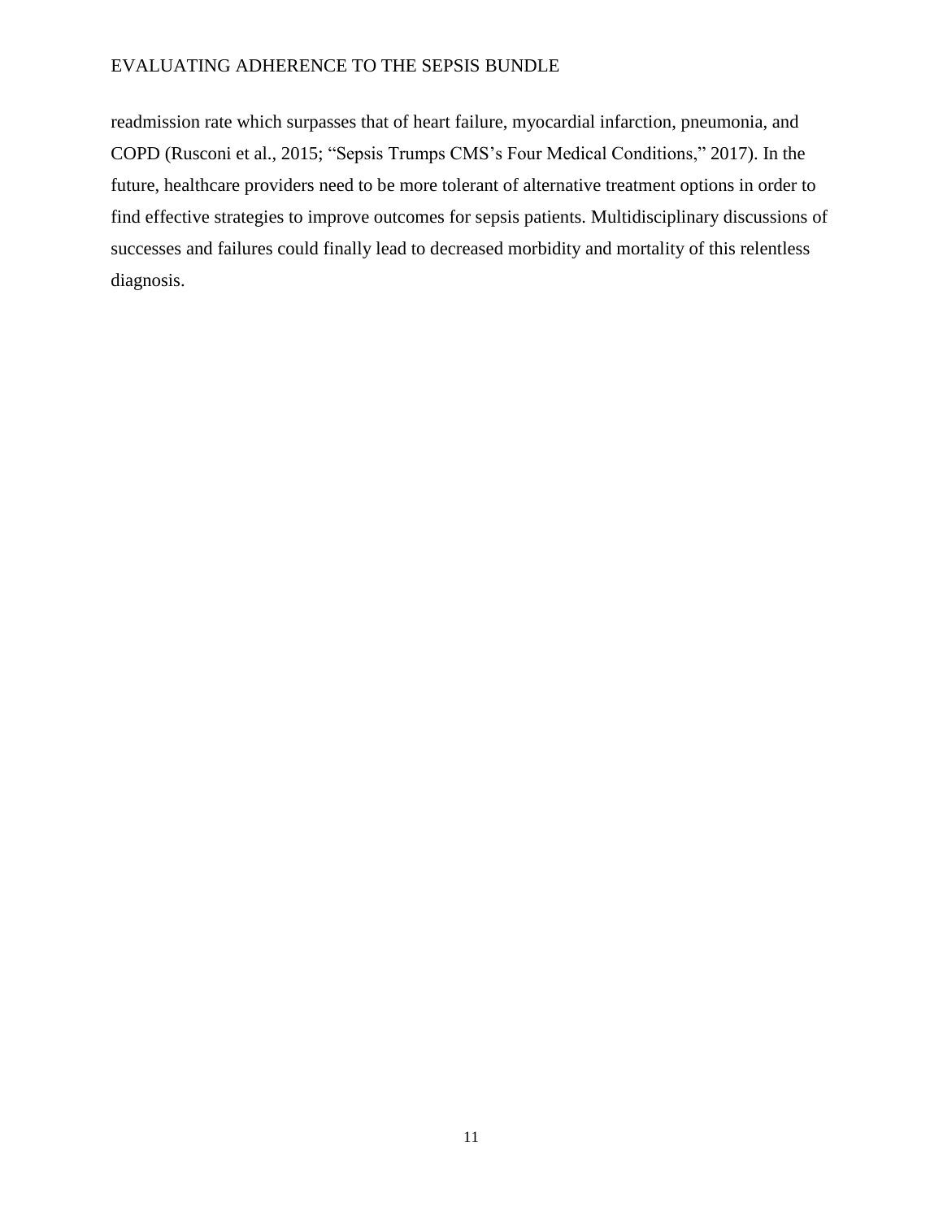readmission rate which surpasses that of heart failure, myocardial infarction, pneumonia, and COPD (Rusconi et al., 2015; "Sepsis Trumps CMS's Four Medical Conditions," 2017). In the future, healthcare providers need to be more tolerant of alternative treatment options in order to find effective strategies to improve outcomes for sepsis patients. Multidisciplinary discussions of successes and failures could finally lead to decreased morbidity and mortality of this relentless diagnosis.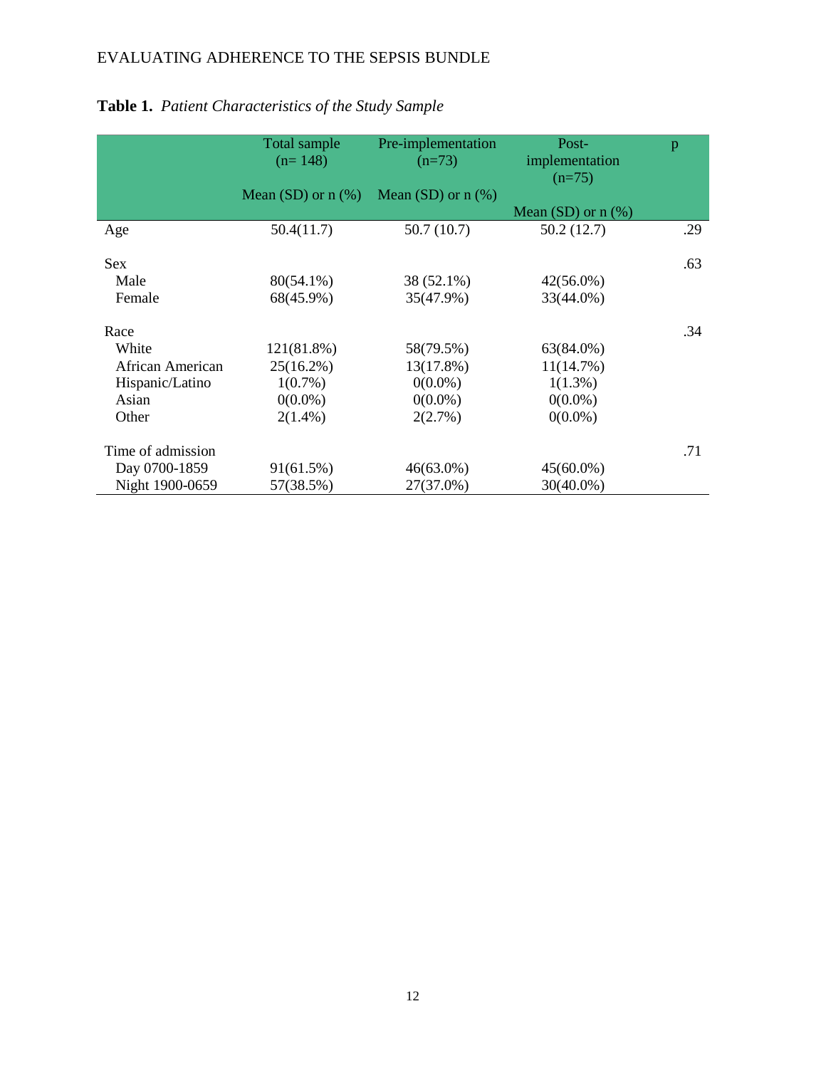**Table 1.** *Patient Characteristics of the Study Sample*

| | Total sample (n= 148) Mean (SD) or n (%) | Pre-implementation (n=73) Mean (SD) or n (%) | Post-implementation (n=75) Mean (SD) or n (%) | p |
|---|---|---|---|---|
| Age | 50.4(11.7) | 50.7 (10.7) | 50.2 (12.7) | .29 |
| Sex | | | | .63 |
| Male | 80(54.1%) | 38 (52.1%) | 42(56.0%) | |
| Female | 68(45.9%) | 35(47.9%) | 33(44.0%) | |
| Race | | | | .34 |
| White | 121(81.8%) | 58(79.5%) | 63(84.0%) | |
| African American | 25(16.2%) | 13(17.8%) | 11(14.7%) | |
| Hispanic/Latino | 1(0.7%) | 0(0.0%) | 1(1.3%) | |
| Asian | 0(0.0%) | 0(0.0%) | 0(0.0%) | |
| Other | 2(1.4%) | 2(2.7%) | 0(0.0%) | |
| Time of admission | | | | .71 |
| Day 0700-1859 | 91(61.5%) | 46(63.0%) | 45(60.0%) | |
| Night 1900-0659 | 57(38.5%) | 27(37.0%) | 30(40.0%) | |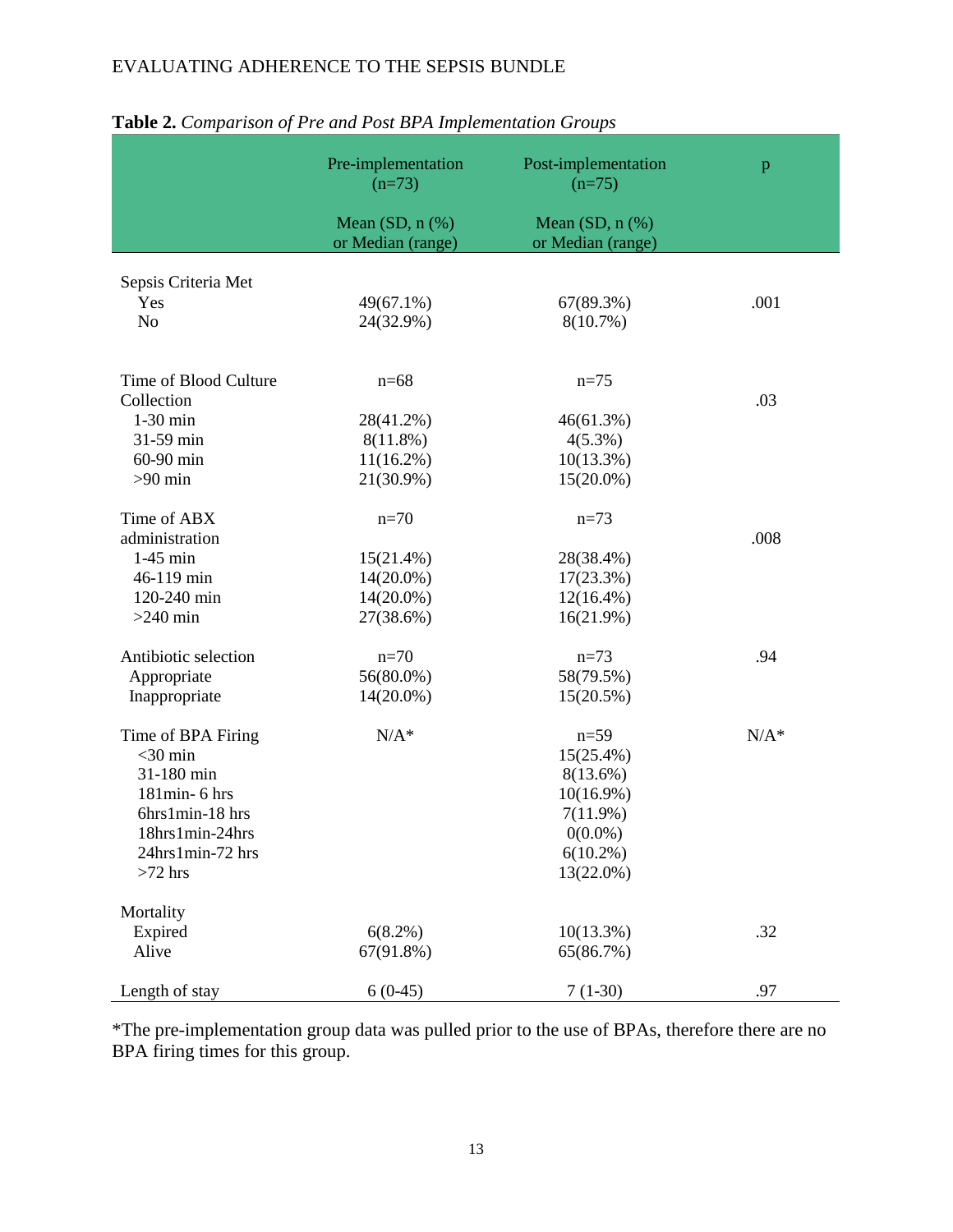**Table 2.** *Comparison of Pre and Post BPA Implementation Groups*

| | Pre-implementation (n=73)<br><br>Mean (SD, n (%) or Median (range) | Post-implementation (n=75)<br><br>Mean (SD, n (%) or Median (range) | p |
|---|---|---|---|
| Sepsis Criteria Met | | | |
| Yes | 49(67.1%) | 67(89.3%) | .001 |
| No | 24(32.9%) | 8(10.7%) | |
| Time of Blood Culture Collection | n=68 | n=75 | .03 |
| 1-30 min | 28(41.2%) | 46(61.3%) | |
| 31-59 min | 8(11.8%) | 4(5.3%) | |
| 60-90 min | 11(16.2%) | 10(13.3%) | |
| >90 min | 21(30.9%) | 15(20.0%) | |
| Time of ABX administration | n=70 | n=73 | .008 |
| 1-45 min | 15(21.4%) | 28(38.4%) | |
| 46-119 min | 14(20.0%) | 17(23.3%) | |
| 120-240 min | 14(20.0%) | 12(16.4%) | |
| >240 min | 27(38.6%) | 16(21.9%) | |
| Antibiotic selection | n=70 | n=73 | .94 |
| Appropriate | 56(80.0%) | 58(79.5%) | |
| Inappropriate | 14(20.0%) | 15(20.5%) | |
| Time of BPA Firing | N/A* | n=59 | N/A* |
| <30 min | | 15(25.4%) | |
| 31-180 min | | 8(13.6%) | |
| 181min- 6 hrs | | 10(16.9%) | |
| 6hrs1min-18 hrs | | 7(11.9%) | |
| 18hrs1min-24hrs | | 0(0.0%) | |
| 24hrs1min-72 hrs | | 6(10.2%) | |
| >72 hrs | | 13(22.0%) | |
| Mortality | | | |
| Expired | 6(8.2%) | 10(13.3%) | .32 |
| Alive | 67(91.8%) | 65(86.7%) | |
| Length of stay | 6 (0-45) | 7 (1-30) | .97 |

*The pre-implementation group data was pulled prior to the use of BPAs, therefore there are no BPA firing times for this group.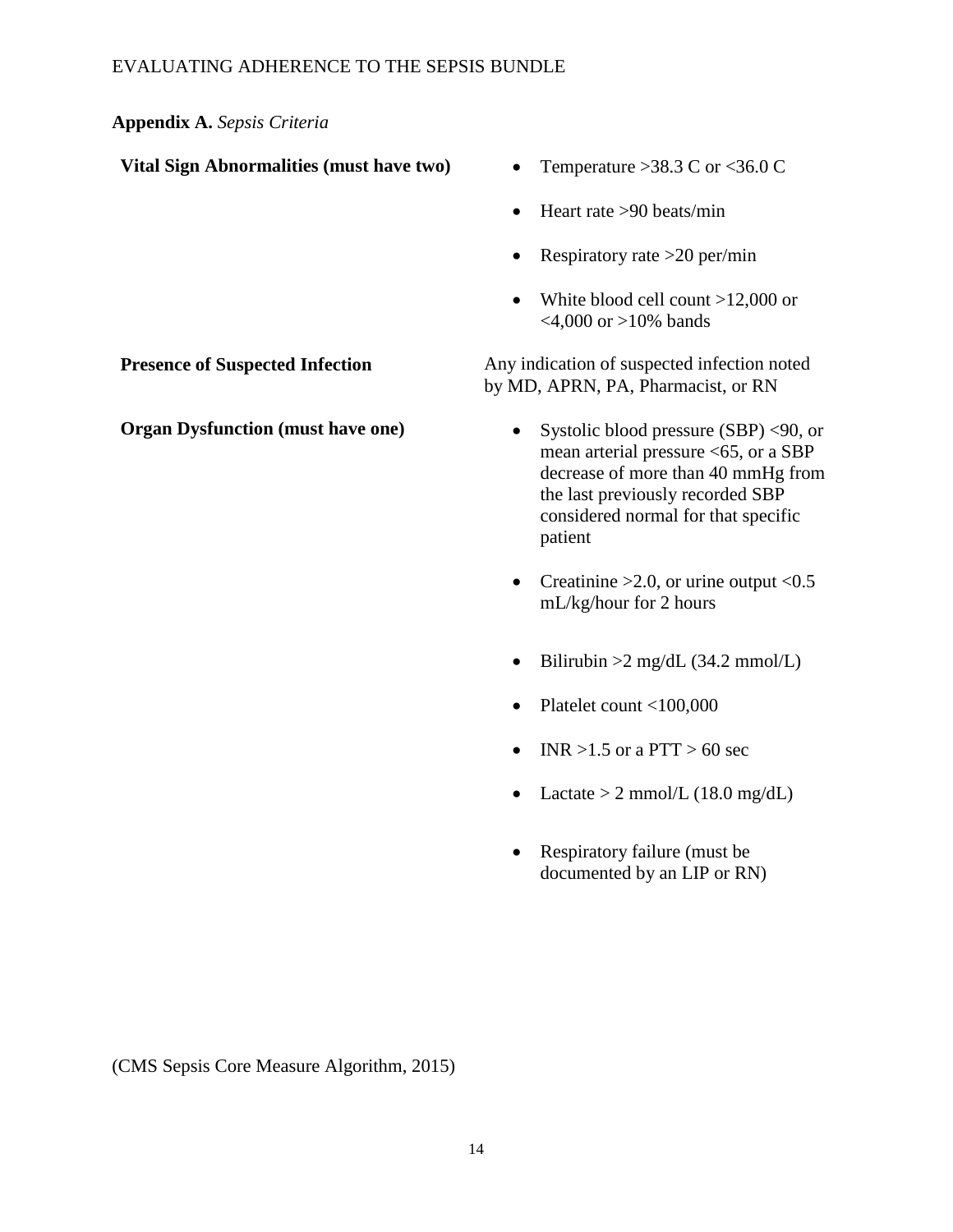**Appendix A.** *Sepsis Criteria*

| | |
|---|---|
| **Vital Sign Abnormalities (must have two)** | • Temperature >38.3 C or <36.0 C<br>• Heart rate >90 beats/min<br>• Respiratory rate >20 per/min<br>• White blood cell count >12,000 or <4,000 or >10% bands |
| **Presence of Suspected Infection** | Any indication of suspected infection noted by MD, APRN, PA, Pharmacist, or RN |
| **Organ Dysfunction (must have one)** | • Systolic blood pressure (SBP) <90, or mean arterial pressure <65, or a SBP decrease of more than 40 mmHg from the last previously recorded SBP considered normal for that specific patient<br>• Creatinine >2.0, or urine output <0.5 mL/kg/hour for 2 hours<br>• Bilirubin >2 mg/dL (34.2 mmol/L)<br>• Platelet count <100,000<br>• INR >1.5 or a PTT > 60 sec<br>• Lactate > 2 mmol/L (18.0 mg/dL)<br>• Respiratory failure (must be documented by an LIP or RN) |

(CMS Sepsis Core Measure Algorithm, 2015)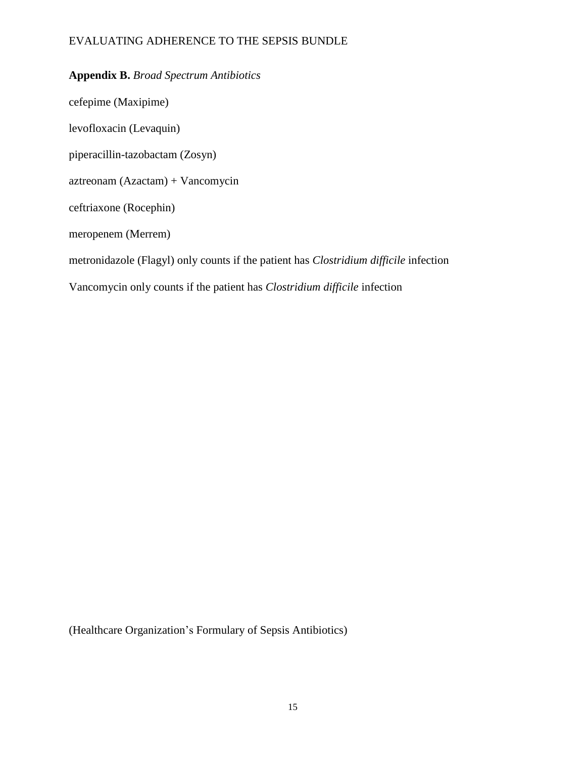**Appendix B.** *Broad Spectrum Antibiotics*

cefepime (Maxipime)

levofloxacin (Levaquin)

piperacillin-tazobactam (Zosyn)

aztreonam (Azactam) + Vancomycin

ceftriaxone (Rocephin)

meropenem (Merrem)

metronidazole (Flagyl) only counts if the patient has *Clostridium difficile* infection

Vancomycin only counts if the patient has *Clostridium difficile* infection

(Healthcare Organization's Formulary of Sepsis Antibiotics)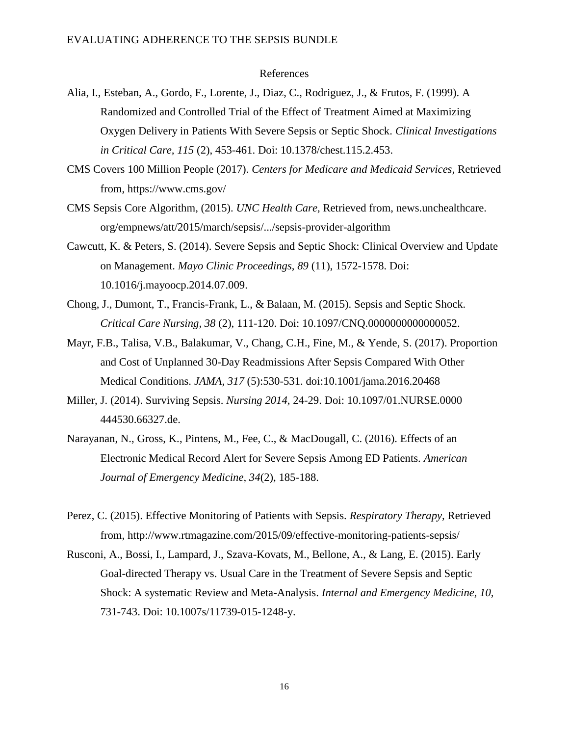## References

Alia, I., Esteban, A., Gordo, F., Lorente, J., Diaz, C., Rodriguez, J., & Frutos, F. (1999). A Randomized and Controlled Trial of the Effect of Treatment Aimed at Maximizing Oxygen Delivery in Patients With Severe Sepsis or Septic Shock. *Clinical Investigations in Critical Care, 115* (2), 453-461. Doi: 10.1378/chest.115.2.453.

CMS Covers 100 Million People (2017). *Centers for Medicare and Medicaid Services,* Retrieved from, https://www.cms.gov/

CMS Sepsis Core Algorithm, (2015). *UNC Health Care,* Retrieved from, news.unchealthcare.org/empnews/att/2015/march/sepsis/.../sepsis-provider-algorithm

Cawcutt, K. & Peters, S. (2014). Severe Sepsis and Septic Shock: Clinical Overview and Update on Management. *Mayo Clinic Proceedings, 89* (11), 1572-1578. Doi: 10.1016/j.mayoocp.2014.07.009.

Chong, J., Dumont, T., Francis-Frank, L., & Balaan, M. (2015). Sepsis and Septic Shock. *Critical Care Nursing, 38* (2), 111-120. Doi: 10.1097/CNQ.0000000000000052.

Mayr, F.B., Talisa, V.B., Balakumar, V., Chang, C.H., Fine, M., & Yende, S. (2017). Proportion and Cost of Unplanned 30-Day Readmissions After Sepsis Compared With Other Medical Conditions. *JAMA, 317* (5):530-531. doi:10.1001/jama.2016.20468

Miller, J. (2014). Surviving Sepsis. *Nursing 2014,* 24-29. Doi: 10.1097/01.NURSE.0000 444530.66327.de.

Narayanan, N., Gross, K., Pintens, M., Fee, C., & MacDougall, C. (2016). Effects of an Electronic Medical Record Alert for Severe Sepsis Among ED Patients. *American Journal of Emergency Medicine, 34*(2), 185-188.

Perez, C. (2015). Effective Monitoring of Patients with Sepsis. *Respiratory Therapy,* Retrieved from, http://www.rtmagazine.com/2015/09/effective-monitoring-patients-sepsis/

Rusconi, A., Bossi, I., Lampard, J., Szava-Kovats, M., Bellone, A., & Lang, E. (2015). Early Goal-directed Therapy vs. Usual Care in the Treatment of Severe Sepsis and Septic Shock: A systematic Review and Meta-Analysis. *Internal and Emergency Medicine, 10,* 731-743. Doi: 10.1007s/11739-015-1248-y.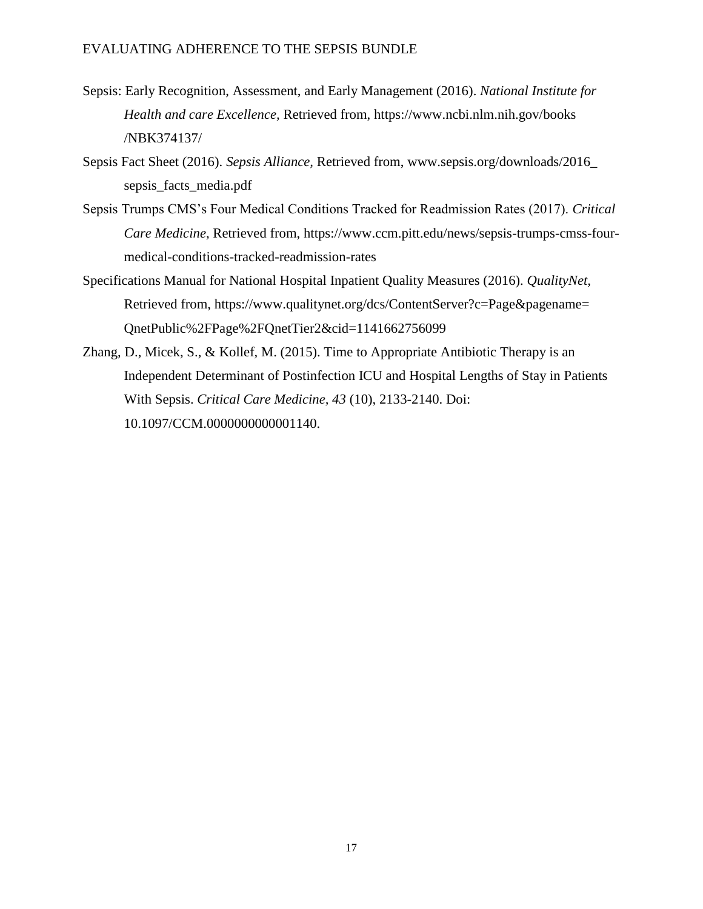Sepsis: Early Recognition, Assessment, and Early Management (2016). *National Institute for Health and care Excellence,* Retrieved from, https://www.ncbi.nlm.nih.gov/books /NBK374137/

Sepsis Fact Sheet (2016). *Sepsis Alliance,* Retrieved from, www.sepsis.org/downloads/2016_ sepsis_facts_media.pdf

Sepsis Trumps CMS's Four Medical Conditions Tracked for Readmission Rates (2017). *Critical Care Medicine,* Retrieved from, https://www.ccm.pitt.edu/news/sepsis-trumps-cmss-four-medical-conditions-tracked-readmission-rates

Specifications Manual for National Hospital Inpatient Quality Measures (2016). *QualityNet*, Retrieved from, https://www.qualitynet.org/dcs/ContentServer?c=Page&pagename= QnetPublic%2FPage%2FQnetTier2&cid=1141662756099

Zhang, D., Micek, S., & Kollef, M. (2015). Time to Appropriate Antibiotic Therapy is an Independent Determinant of Postinfection ICU and Hospital Lengths of Stay in Patients With Sepsis. *Critical Care Medicine, 43* (10), 2133-2140. Doi: 10.1097/CCM.0000000000001140.